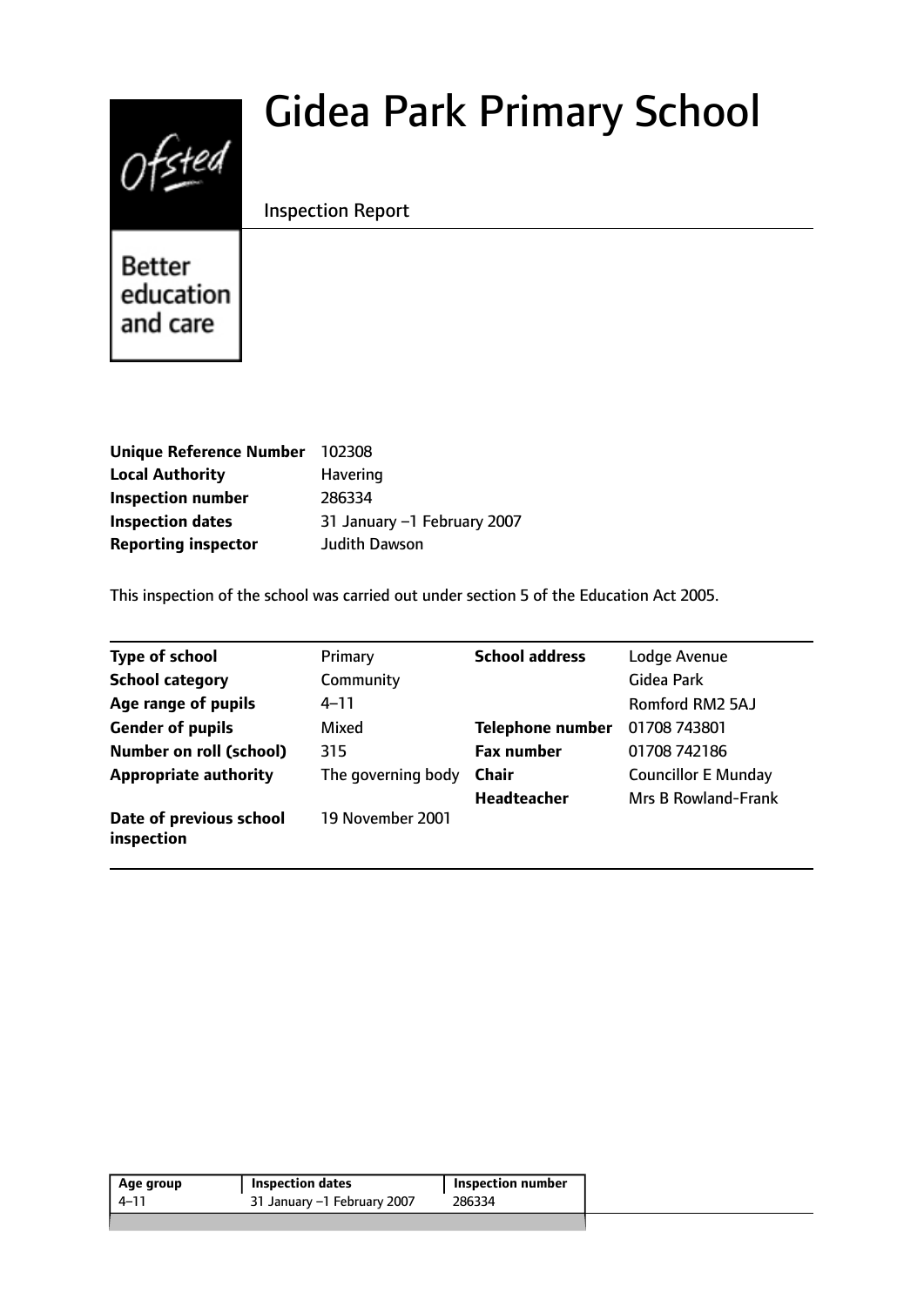# Gidea Park Primary School

Inspection Report

Better education and care

| | |
|---|---|
| **Unique Reference Number** | 102308 |
| **Local Authority** | Havering |
| **Inspection number** | 286334 |
| **Inspection dates** | 31 January –1 February 2007 |
| **Reporting inspector** | Judith Dawson |

This inspection of the school was carried out under section 5 of the Education Act 2005.

| | | | |
|---|---|---|---|
| **Type of school** | Primary | **School address** | Lodge Avenue |
| **School category** | Community | | Gidea Park |
| **Age range of pupils** | 4–11 | | Romford RM2 5AJ |
| **Gender of pupils** | Mixed | **Telephone number** | 01708 743801 |
| **Number on roll (school)** | 315 | **Fax number** | 01708 742186 |
| **Appropriate authority** | The governing body | **Chair** | Councillor E Munday |
| | | **Headteacher** | Mrs B Rowland-Frank |
| **Date of previous school inspection** | 19 November 2001 | | |

| Age group | Inspection dates | Inspection number |
|---|---|---|
| 4–11 | 31 January –1 February 2007 | 286334 |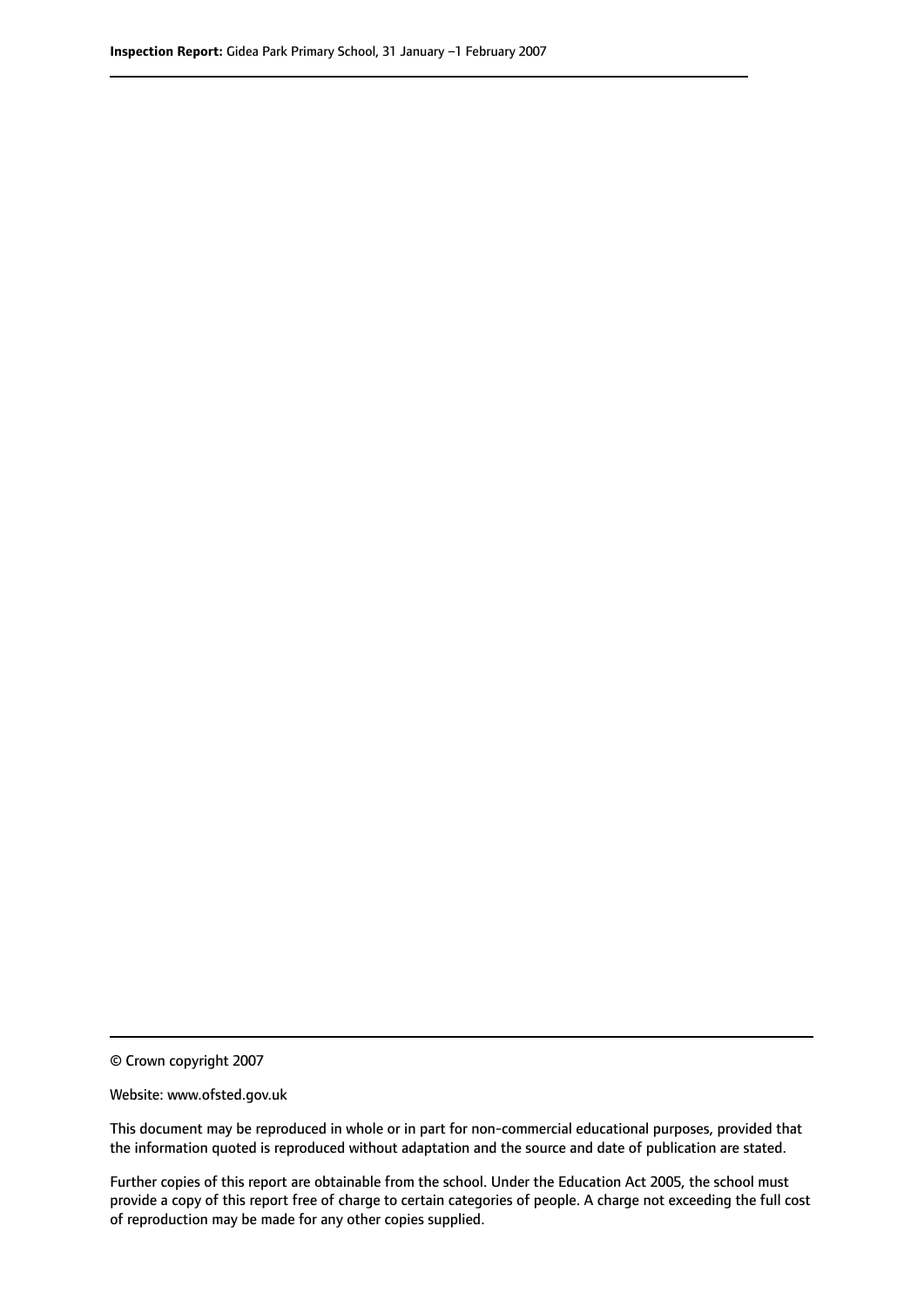© Crown copyright 2007

Website: www.ofsted.gov.uk

This document may be reproduced in whole or in part for non-commercial educational purposes, provided that the information quoted is reproduced without adaptation and the source and date of publication are stated.

Further copies of this report are obtainable from the school. Under the Education Act 2005, the school must provide a copy of this report free of charge to certain categories of people. A charge not exceeding the full cost of reproduction may be made for any other copies supplied.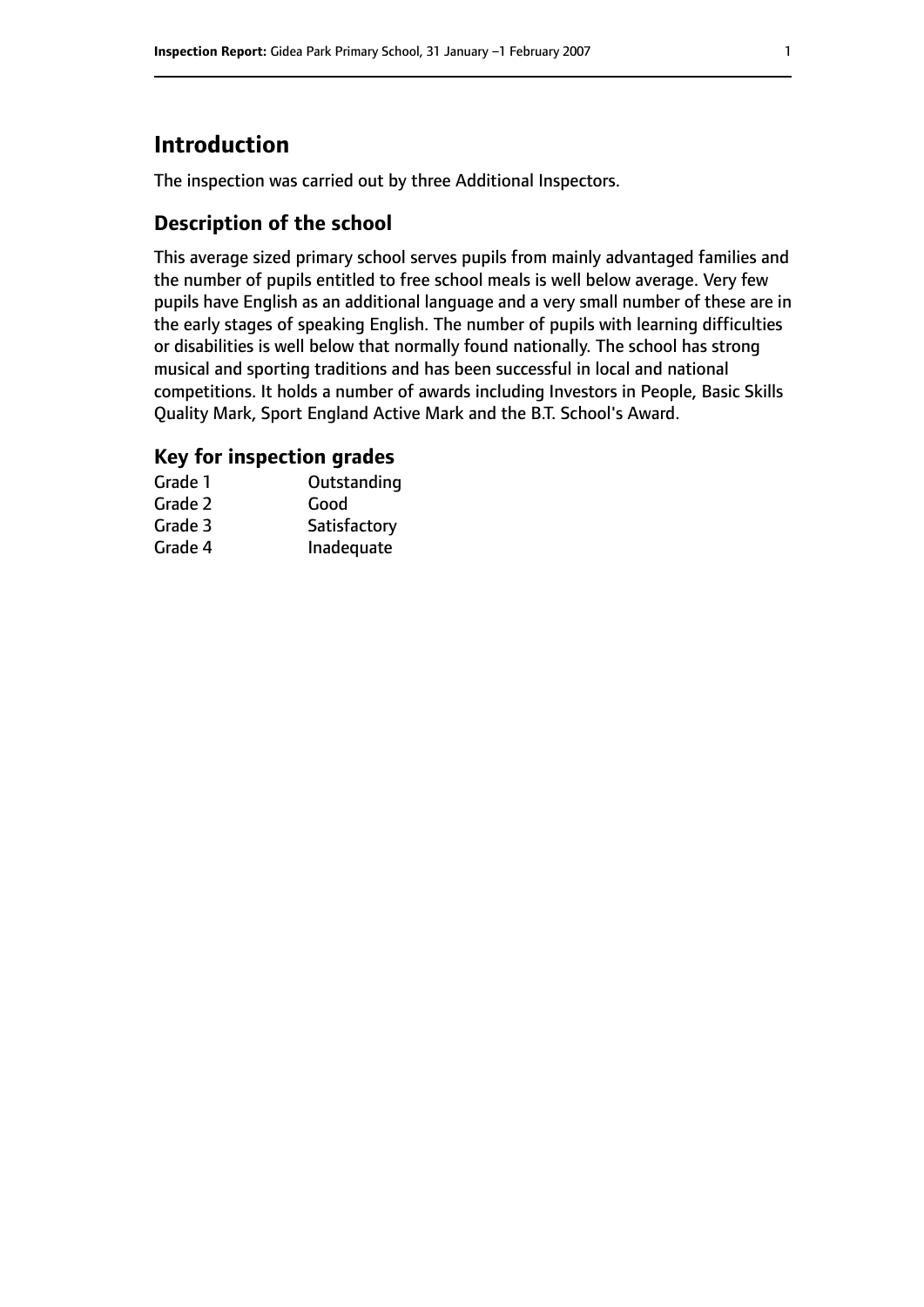# Introduction

The inspection was carried out by three Additional Inspectors.

## Description of the school

This average sized primary school serves pupils from mainly advantaged families and the number of pupils entitled to free school meals is well below average. Very few pupils have English as an additional language and a very small number of these are in the early stages of speaking English. The number of pupils with learning difficulties or disabilities is well below that normally found nationally. The school has strong musical and sporting traditions and has been successful in local and national competitions. It holds a number of awards including Investors in People, Basic Skills Quality Mark, Sport England Active Mark and the B.T. School's Award.

## Key for inspection grades

| | |
|---|---|
| Grade 1 | Outstanding |
| Grade 2 | Good |
| Grade 3 | Satisfactory |
| Grade 4 | Inadequate |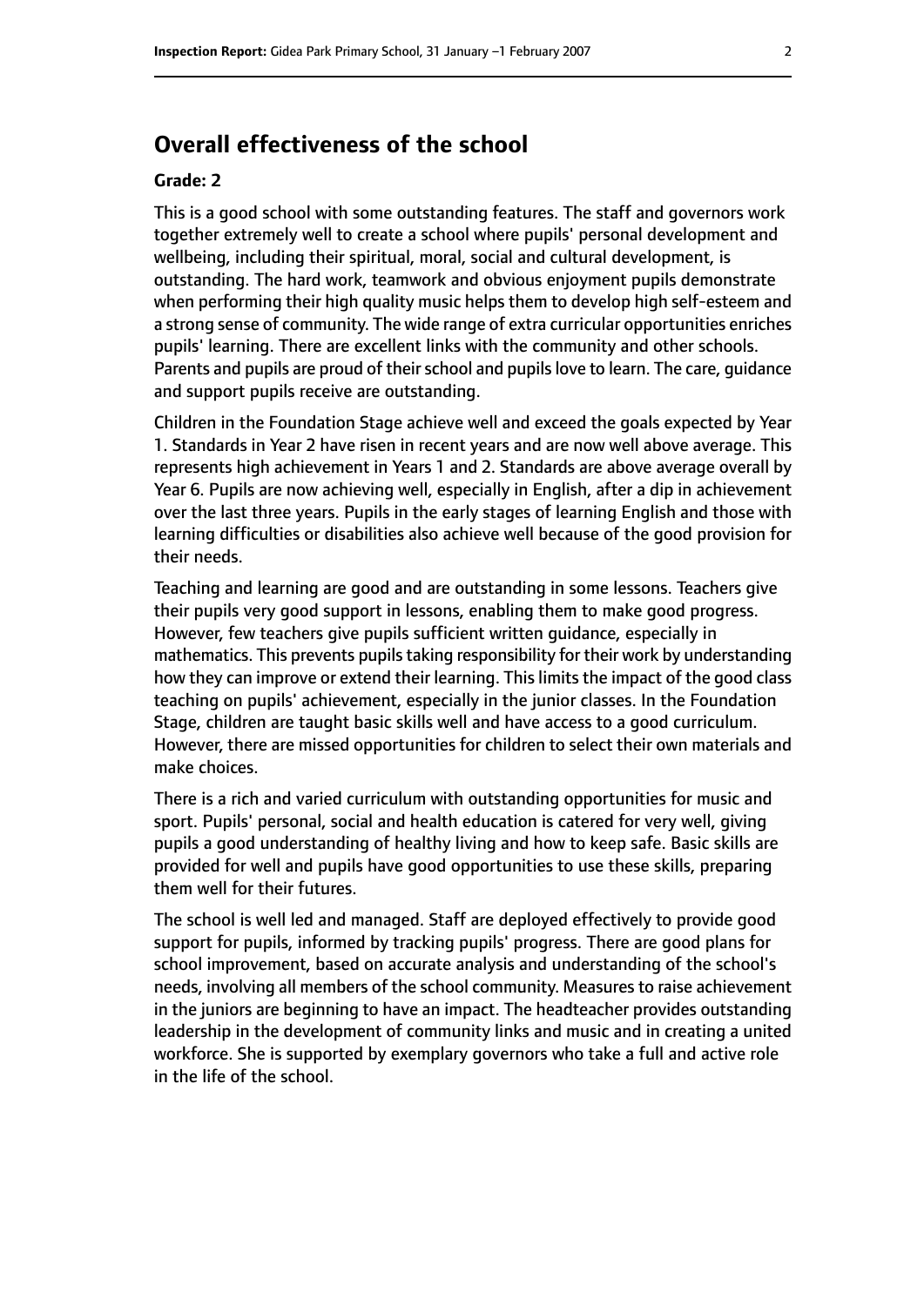## Overall effectiveness of the school

### Grade: 2

This is a good school with some outstanding features. The staff and governors work together extremely well to create a school where pupils' personal development and wellbeing, including their spiritual, moral, social and cultural development, is outstanding. The hard work, teamwork and obvious enjoyment pupils demonstrate when performing their high quality music helps them to develop high self-esteem and a strong sense of community. The wide range of extra curricular opportunities enriches pupils' learning. There are excellent links with the community and other schools. Parents and pupils are proud of their school and pupils love to learn. The care, guidance and support pupils receive are outstanding.

Children in the Foundation Stage achieve well and exceed the goals expected by Year 1. Standards in Year 2 have risen in recent years and are now well above average. This represents high achievement in Years 1 and 2. Standards are above average overall by Year 6. Pupils are now achieving well, especially in English, after a dip in achievement over the last three years. Pupils in the early stages of learning English and those with learning difficulties or disabilities also achieve well because of the good provision for their needs.

Teaching and learning are good and are outstanding in some lessons. Teachers give their pupils very good support in lessons, enabling them to make good progress. However, few teachers give pupils sufficient written guidance, especially in mathematics. This prevents pupils taking responsibility for their work by understanding how they can improve or extend their learning. This limits the impact of the good class teaching on pupils' achievement, especially in the junior classes. In the Foundation Stage, children are taught basic skills well and have access to a good curriculum. However, there are missed opportunities for children to select their own materials and make choices.

There is a rich and varied curriculum with outstanding opportunities for music and sport. Pupils' personal, social and health education is catered for very well, giving pupils a good understanding of healthy living and how to keep safe. Basic skills are provided for well and pupils have good opportunities to use these skills, preparing them well for their futures.

The school is well led and managed. Staff are deployed effectively to provide good support for pupils, informed by tracking pupils' progress. There are good plans for school improvement, based on accurate analysis and understanding of the school's needs, involving all members of the school community. Measures to raise achievement in the juniors are beginning to have an impact. The headteacher provides outstanding leadership in the development of community links and music and in creating a united workforce. She is supported by exemplary governors who take a full and active role in the life of the school.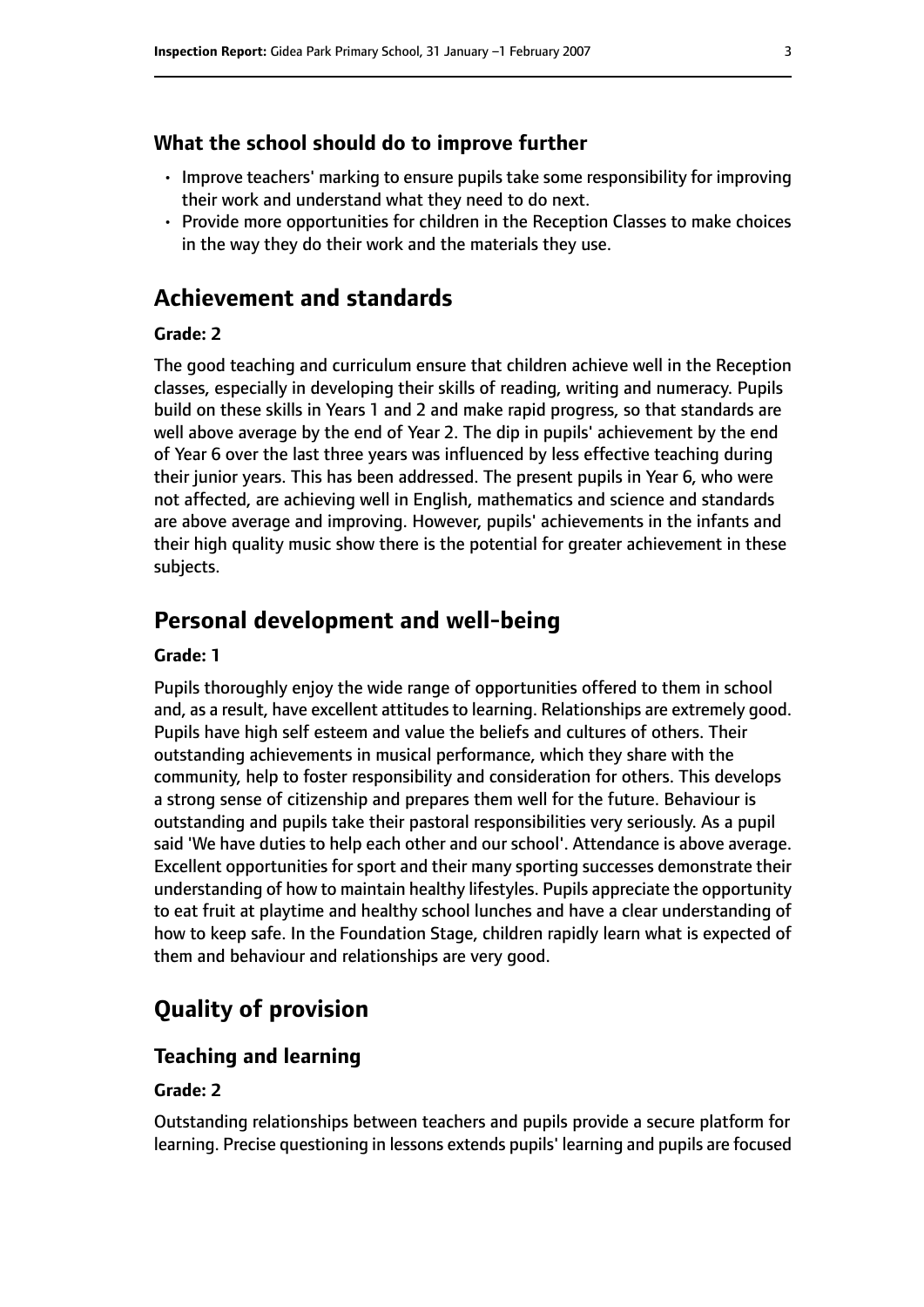### What the school should do to improve further

- Improve teachers' marking to ensure pupils take some responsibility for improving their work and understand what they need to do next.
- Provide more opportunities for children in the Reception Classes to make choices in the way they do their work and the materials they use.

## Achievement and standards

#### Grade: 2

The good teaching and curriculum ensure that children achieve well in the Reception classes, especially in developing their skills of reading, writing and numeracy. Pupils build on these skills in Years 1 and 2 and make rapid progress, so that standards are well above average by the end of Year 2. The dip in pupils' achievement by the end of Year 6 over the last three years was influenced by less effective teaching during their junior years. This has been addressed. The present pupils in Year 6, who were not affected, are achieving well in English, mathematics and science and standards are above average and improving. However, pupils' achievements in the infants and their high quality music show there is the potential for greater achievement in these subjects.

## Personal development and well-being

#### Grade: 1

Pupils thoroughly enjoy the wide range of opportunities offered to them in school and, as a result, have excellent attitudes to learning. Relationships are extremely good. Pupils have high self esteem and value the beliefs and cultures of others. Their outstanding achievements in musical performance, which they share with the community, help to foster responsibility and consideration for others. This develops a strong sense of citizenship and prepares them well for the future. Behaviour is outstanding and pupils take their pastoral responsibilities very seriously. As a pupil said 'We have duties to help each other and our school'. Attendance is above average. Excellent opportunities for sport and their many sporting successes demonstrate their understanding of how to maintain healthy lifestyles. Pupils appreciate the opportunity to eat fruit at playtime and healthy school lunches and have a clear understanding of how to keep safe. In the Foundation Stage, children rapidly learn what is expected of them and behaviour and relationships are very good.

## Quality of provision

### Teaching and learning

#### Grade: 2

Outstanding relationships between teachers and pupils provide a secure platform for learning. Precise questioning in lessons extends pupils' learning and pupils are focused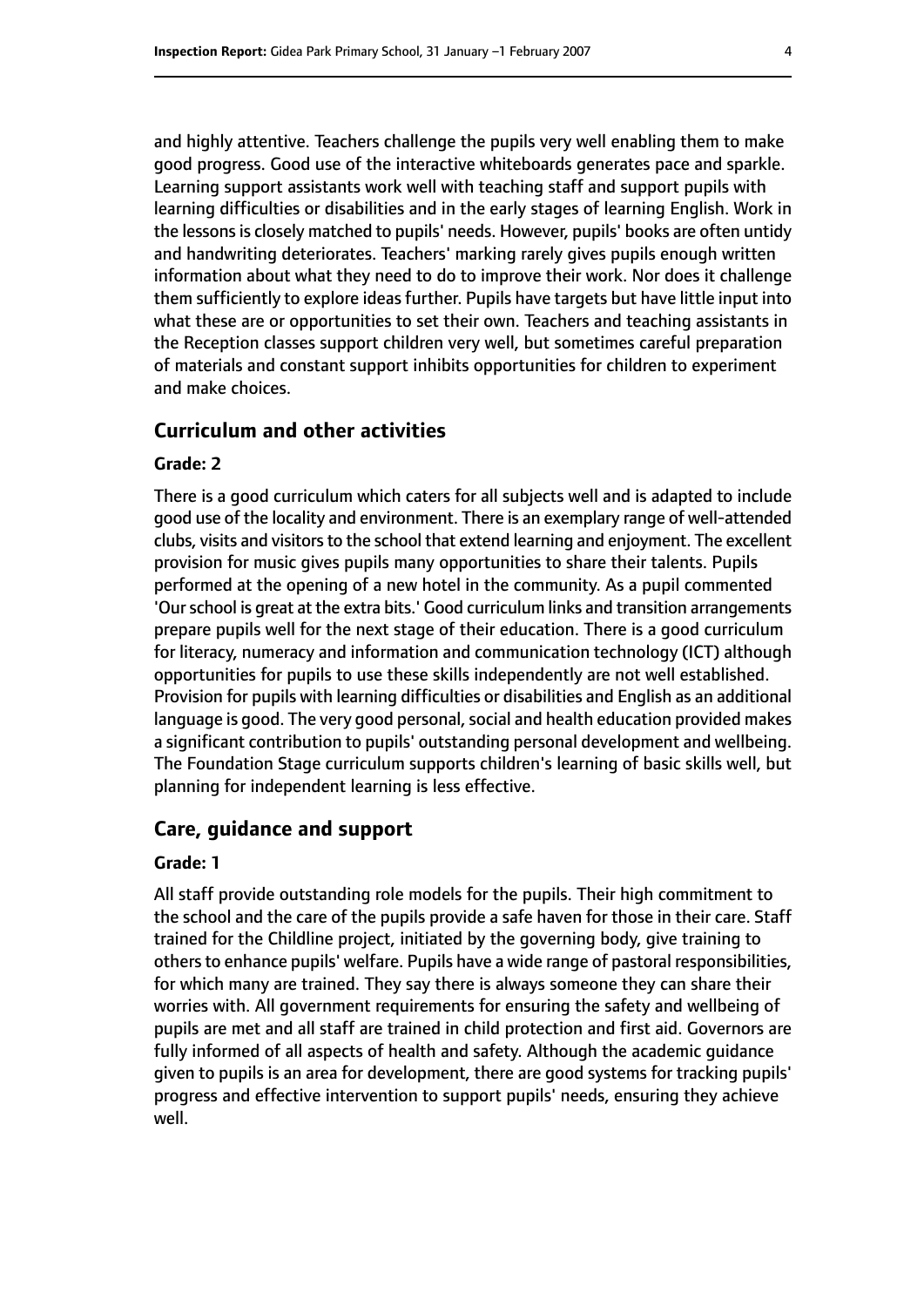and highly attentive. Teachers challenge the pupils very well enabling them to make good progress. Good use of the interactive whiteboards generates pace and sparkle. Learning support assistants work well with teaching staff and support pupils with learning difficulties or disabilities and in the early stages of learning English. Work in the lessons is closely matched to pupils' needs. However, pupils' books are often untidy and handwriting deteriorates. Teachers' marking rarely gives pupils enough written information about what they need to do to improve their work. Nor does it challenge them sufficiently to explore ideas further. Pupils have targets but have little input into what these are or opportunities to set their own. Teachers and teaching assistants in the Reception classes support children very well, but sometimes careful preparation of materials and constant support inhibits opportunities for children to experiment and make choices.

## Curriculum and other activities

#### Grade: 2

There is a good curriculum which caters for all subjects well and is adapted to include good use of the locality and environment. There is an exemplary range of well-attended clubs, visits and visitors to the school that extend learning and enjoyment. The excellent provision for music gives pupils many opportunities to share their talents. Pupils performed at the opening of a new hotel in the community. As a pupil commented 'Our school is great at the extra bits.' Good curriculum links and transition arrangements prepare pupils well for the next stage of their education. There is a good curriculum for literacy, numeracy and information and communication technology (ICT) although opportunities for pupils to use these skills independently are not well established. Provision for pupils with learning difficulties or disabilities and English as an additional language is good. The very good personal, social and health education provided makes a significant contribution to pupils' outstanding personal development and wellbeing. The Foundation Stage curriculum supports children's learning of basic skills well, but planning for independent learning is less effective.

## Care, guidance and support

#### Grade: 1

All staff provide outstanding role models for the pupils. Their high commitment to the school and the care of the pupils provide a safe haven for those in their care. Staff trained for the Childline project, initiated by the governing body, give training to others to enhance pupils' welfare. Pupils have a wide range of pastoral responsibilities, for which many are trained. They say there is always someone they can share their worries with. All government requirements for ensuring the safety and wellbeing of pupils are met and all staff are trained in child protection and first aid. Governors are fully informed of all aspects of health and safety. Although the academic guidance given to pupils is an area for development, there are good systems for tracking pupils' progress and effective intervention to support pupils' needs, ensuring they achieve well.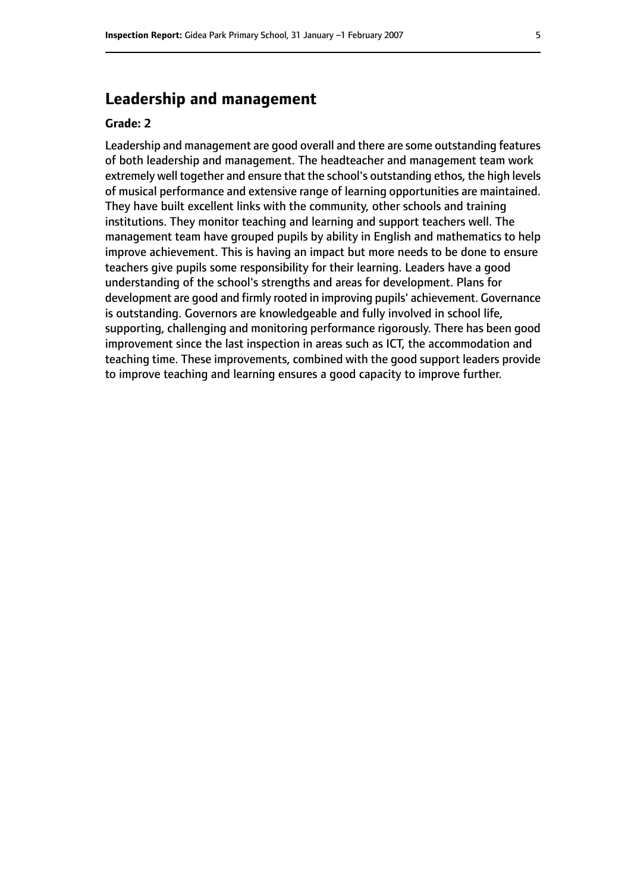## Leadership and management

**Grade: 2**

Leadership and management are good overall and there are some outstanding features of both leadership and management. The headteacher and management team work extremely well together and ensure that the school's outstanding ethos, the high levels of musical performance and extensive range of learning opportunities are maintained. They have built excellent links with the community, other schools and training institutions. They monitor teaching and learning and support teachers well. The management team have grouped pupils by ability in English and mathematics to help improve achievement. This is having an impact but more needs to be done to ensure teachers give pupils some responsibility for their learning. Leaders have a good understanding of the school's strengths and areas for development. Plans for development are good and firmly rooted in improving pupils' achievement. Governance is outstanding. Governors are knowledgeable and fully involved in school life, supporting, challenging and monitoring performance rigorously. There has been good improvement since the last inspection in areas such as ICT, the accommodation and teaching time. These improvements, combined with the good support leaders provide to improve teaching and learning ensures a good capacity to improve further.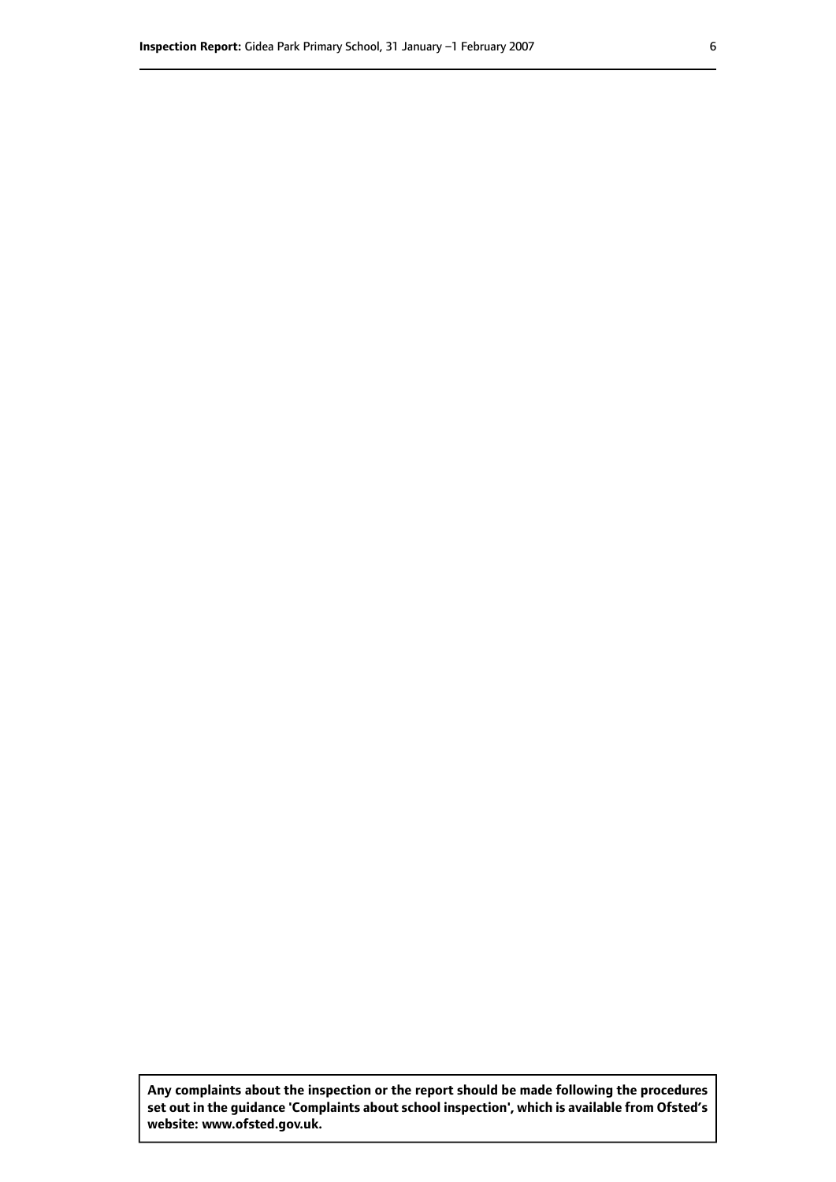**Any complaints about the inspection or the report should be made following the procedures set out in the guidance 'Complaints about school inspection', which is available from Ofsted's website: www.ofsted.gov.uk.**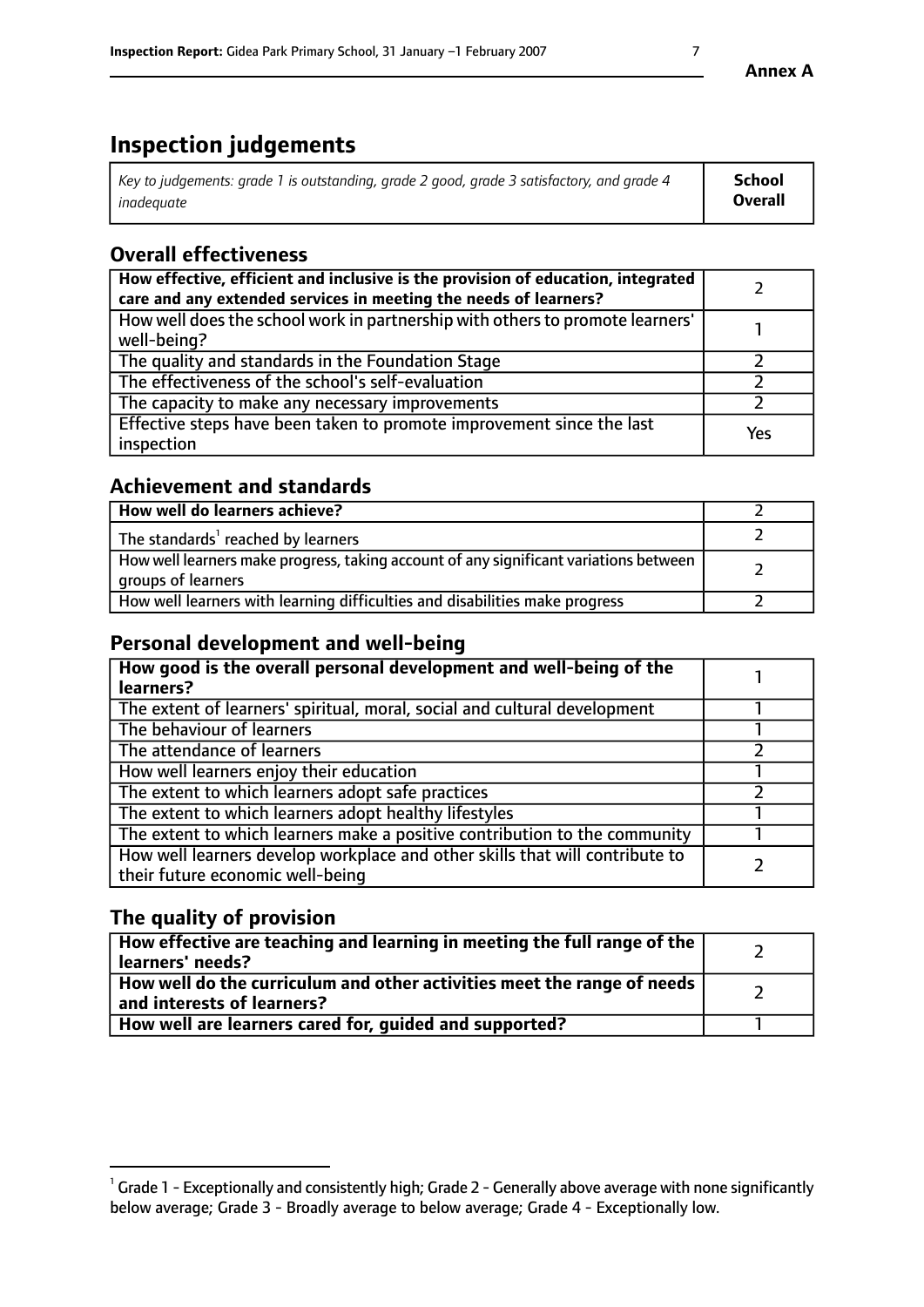Annex A

# Inspection judgements

| *Key to judgements: grade 1 is outstanding, grade 2 good, grade 3 satisfactory, and grade 4 inadequate* | **School Overall** |
|---|---|

## Overall effectiveness

| | |
|---|---|
| **How effective, efficient and inclusive is the provision of education, integrated care and any extended services in meeting the needs of learners?** | 2 |
| How well does the school work in partnership with others to promote learners' well-being? | 1 |
| The quality and standards in the Foundation Stage | 2 |
| The effectiveness of the school's self-evaluation | 2 |
| The capacity to make any necessary improvements | 2 |
| Effective steps have been taken to promote improvement since the last inspection | Yes |

## Achievement and standards

| | |
|---|---|
| **How well do learners achieve?** | 2 |
| The standards[1] reached by learners | 2 |
| How well learners make progress, taking account of any significant variations between groups of learners | 2 |
| How well learners with learning difficulties and disabilities make progress | 2 |

## Personal development and well-being

| | |
|---|---|
| **How good is the overall personal development and well-being of the learners?** | 1 |
| The extent of learners' spiritual, moral, social and cultural development | 1 |
| The behaviour of learners | 1 |
| The attendance of learners | 2 |
| How well learners enjoy their education | 1 |
| The extent to which learners adopt safe practices | 2 |
| The extent to which learners adopt healthy lifestyles | 1 |
| The extent to which learners make a positive contribution to the community | 1 |
| How well learners develop workplace and other skills that will contribute to their future economic well-being | 2 |

## The quality of provision

| | |
|---|---|
| **How effective are teaching and learning in meeting the full range of the learners' needs?** | 2 |
| **How well do the curriculum and other activities meet the range of needs and interests of learners?** | 2 |
| **How well are learners cared for, guided and supported?** | 1 |

[1] Grade 1 - Exceptionally and consistently high; Grade 2 - Generally above average with none significantly below average; Grade 3 - Broadly average to below average; Grade 4 - Exceptionally low.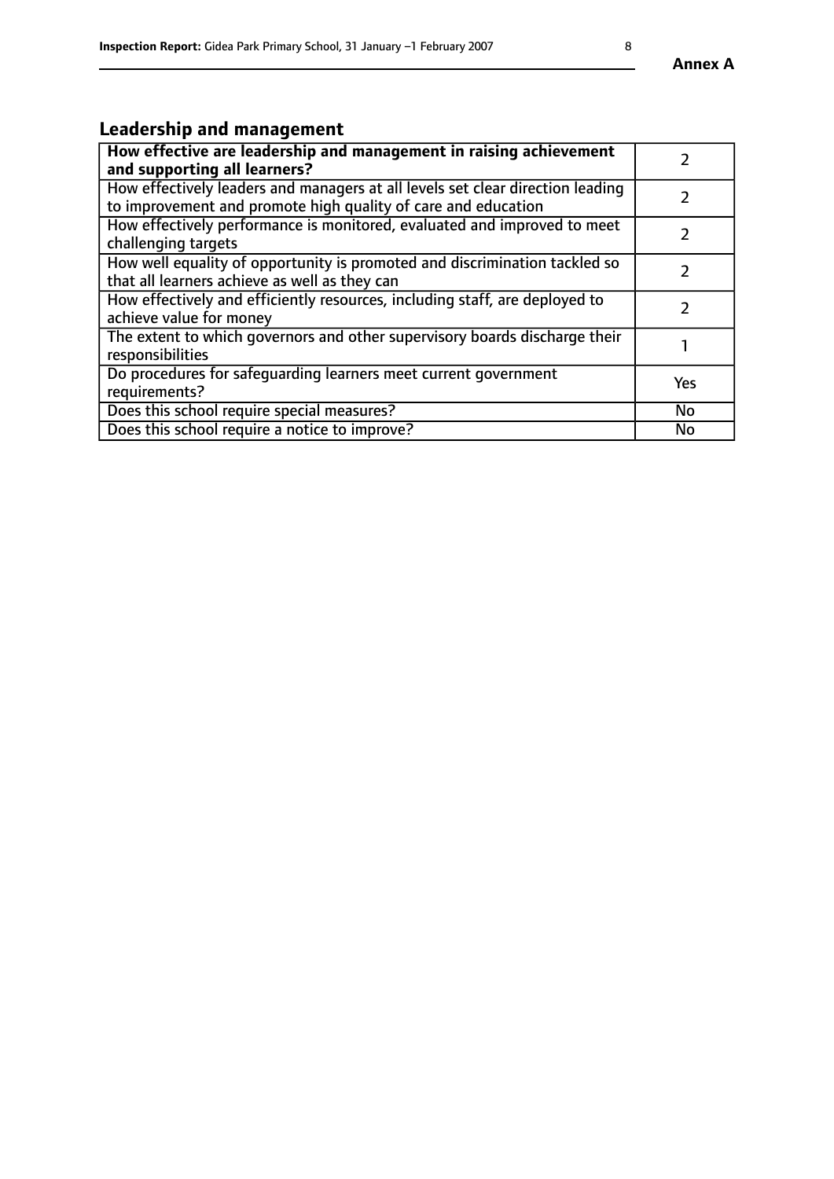## Leadership and management

| **How effective are leadership and management in raising achievement and supporting all learners?** | 2 |
|---|---|
| How effectively leaders and managers at all levels set clear direction leading to improvement and promote high quality of care and education | 2 |
| How effectively performance is monitored, evaluated and improved to meet challenging targets | 2 |
| How well equality of opportunity is promoted and discrimination tackled so that all learners achieve as well as they can | 2 |
| How effectively and efficiently resources, including staff, are deployed to achieve value for money | 2 |
| The extent to which governors and other supervisory boards discharge their responsibilities | 1 |
| Do procedures for safeguarding learners meet current government requirements? | Yes |
| Does this school require special measures? | No |
| Does this school require a notice to improve? | No |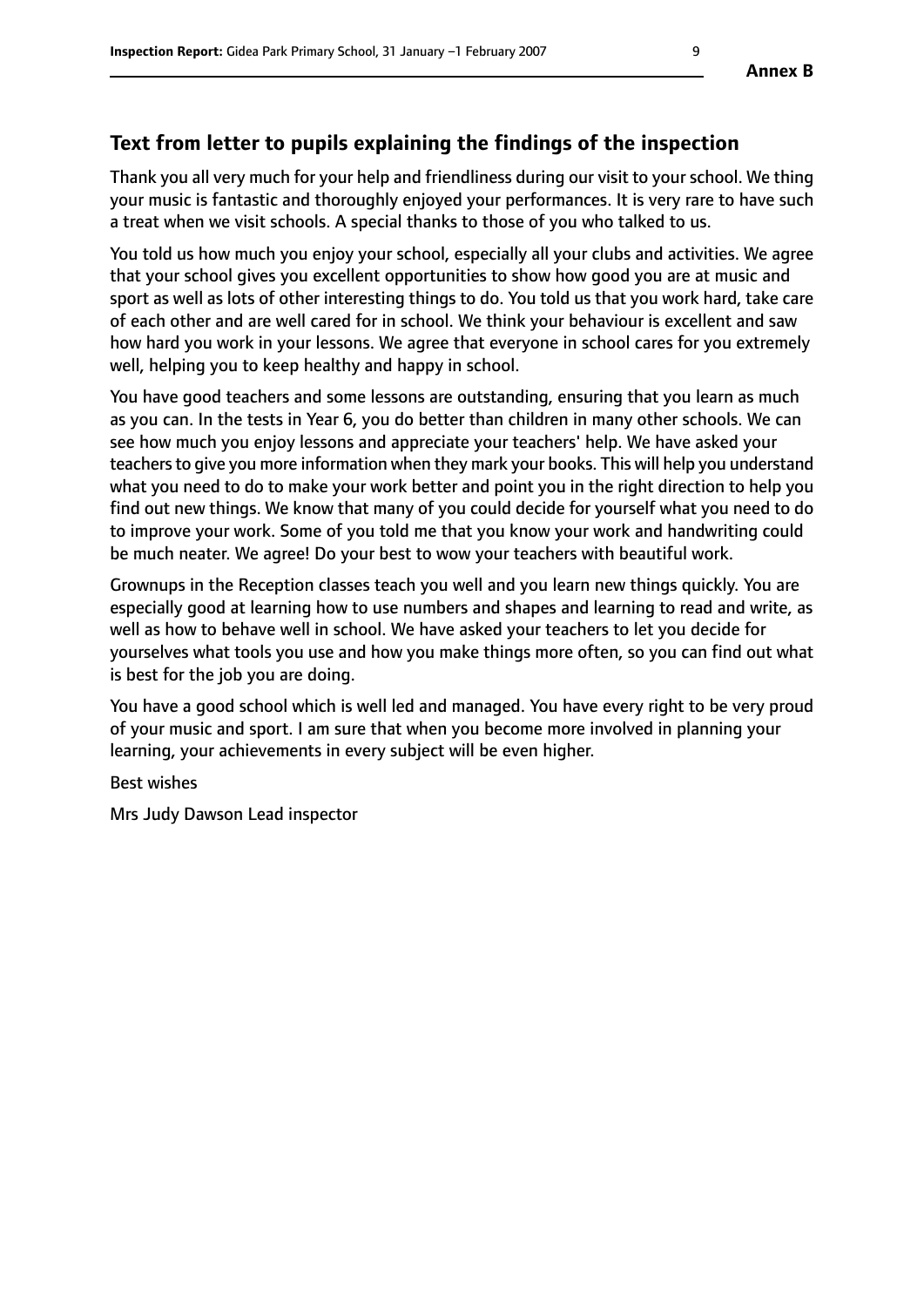## Text from letter to pupils explaining the findings of the inspection

Thank you all very much for your help and friendliness during our visit to your school. We thing your music is fantastic and thoroughly enjoyed your performances. It is very rare to have such a treat when we visit schools. A special thanks to those of you who talked to us.

You told us how much you enjoy your school, especially all your clubs and activities. We agree that your school gives you excellent opportunities to show how good you are at music and sport as well as lots of other interesting things to do. You told us that you work hard, take care of each other and are well cared for in school. We think your behaviour is excellent and saw how hard you work in your lessons. We agree that everyone in school cares for you extremely well, helping you to keep healthy and happy in school.

You have good teachers and some lessons are outstanding, ensuring that you learn as much as you can. In the tests in Year 6, you do better than children in many other schools. We can see how much you enjoy lessons and appreciate your teachers' help. We have asked your teachers to give you more information when they mark your books. This will help you understand what you need to do to make your work better and point you in the right direction to help you find out new things. We know that many of you could decide for yourself what you need to do to improve your work. Some of you told me that you know your work and handwriting could be much neater. We agree! Do your best to wow your teachers with beautiful work.

Grownups in the Reception classes teach you well and you learn new things quickly. You are especially good at learning how to use numbers and shapes and learning to read and write, as well as how to behave well in school. We have asked your teachers to let you decide for yourselves what tools you use and how you make things more often, so you can find out what is best for the job you are doing.

You have a good school which is well led and managed. You have every right to be very proud of your music and sport. I am sure that when you become more involved in planning your learning, your achievements in every subject will be even higher.

Best wishes

Mrs Judy Dawson Lead inspector